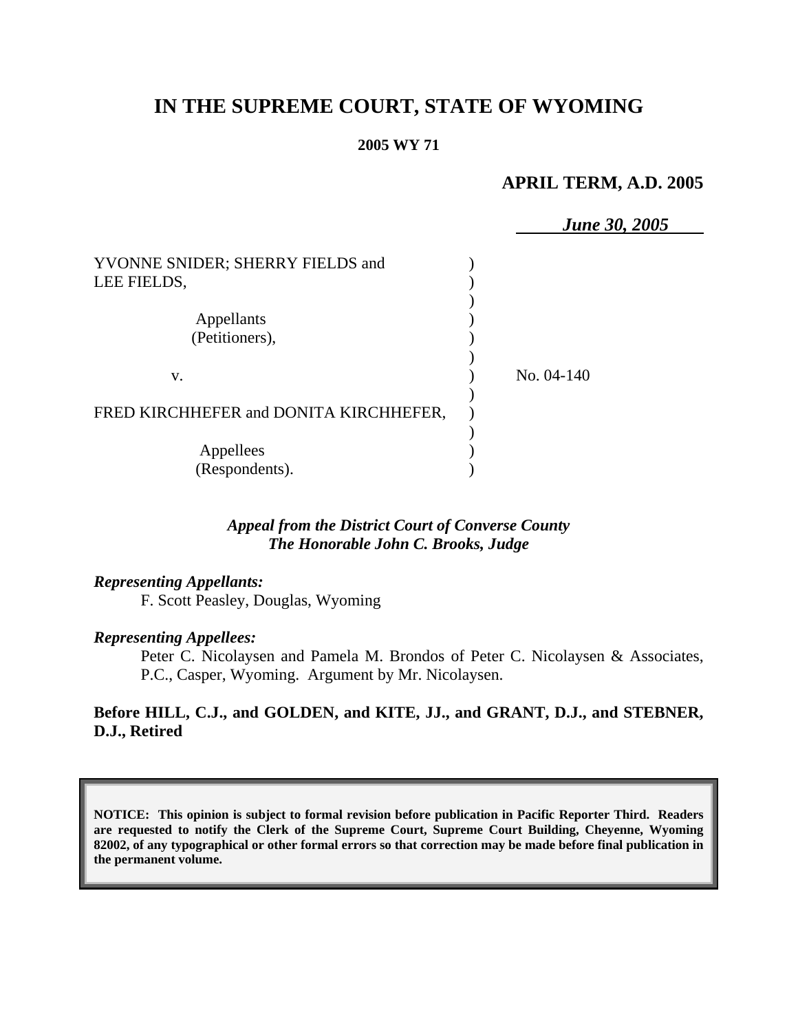# IN THE SUPREME COURT, STATE OF WYOMING

**2005 WY 71**

**APRIL TERM, A.D. 2005**

*June 30, 2005*

| | | |
|---|---|---|
| YVONNE SNIDER; SHERRY FIELDS and LEE FIELDS, | ) | |
| Appellants (Petitioners), | ) | |
| v. | ) | No. 04-140 |
| FRED KIRCHHEFER and DONITA KIRCHHEFER, | ) | |
| Appellees (Respondents). | ) | |

***Appeal from the District Court of Converse County***
***The Honorable John C. Brooks, Judge***

***Representing Appellants:***

F. Scott Peasley, Douglas, Wyoming

***Representing Appellees:***

Peter C. Nicolaysen and Pamela M. Brondos of Peter C. Nicolaysen & Associates, P.C., Casper, Wyoming. Argument by Mr. Nicolaysen.

**Before HILL, C.J., and GOLDEN, and KITE, JJ., and GRANT, D.J., and STEBNER, D.J., Retired**

**NOTICE: This opinion is subject to formal revision before publication in Pacific Reporter Third. Readers are requested to notify the Clerk of the Supreme Court, Supreme Court Building, Cheyenne, Wyoming 82002, of any typographical or other formal errors so that correction may be made before final publication in the permanent volume.**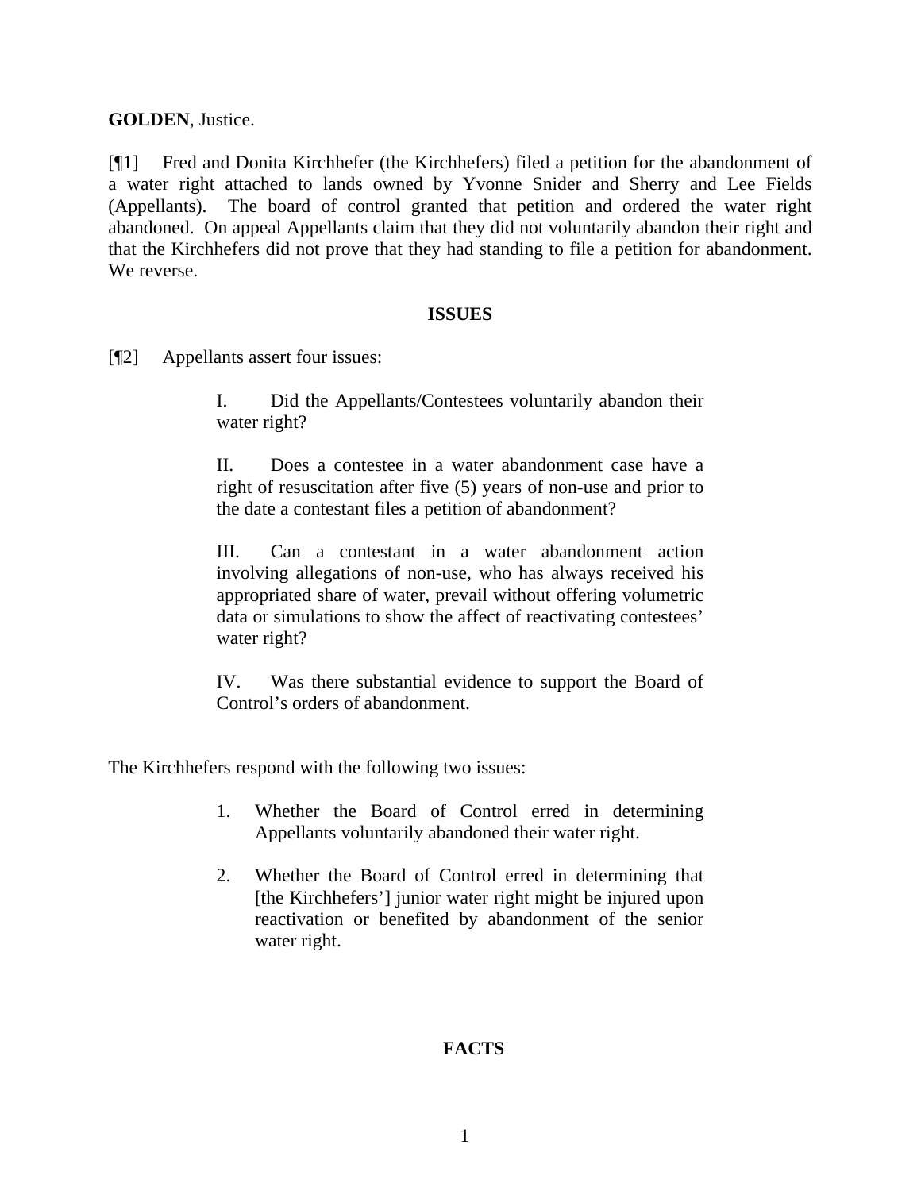**GOLDEN**, Justice.

[¶1] Fred and Donita Kirchhefer (the Kirchhefers) filed a petition for the abandonment of a water right attached to lands owned by Yvonne Snider and Sherry and Lee Fields (Appellants). The board of control granted that petition and ordered the water right abandoned. On appeal Appellants claim that they did not voluntarily abandon their right and that the Kirchhefers did not prove that they had standing to file a petition for abandonment. We reverse.

## ISSUES

[¶2] Appellants assert four issues:

> I. Did the Appellants/Contestees voluntarily abandon their water right?
>
> II. Does a contestee in a water abandonment case have a right of resuscitation after five (5) years of non-use and prior to the date a contestant files a petition of abandonment?
>
> III. Can a contestant in a water abandonment action involving allegations of non-use, who has always received his appropriated share of water, prevail without offering volumetric data or simulations to show the affect of reactivating contestees' water right?
>
> IV. Was there substantial evidence to support the Board of Control's orders of abandonment.

The Kirchhefers respond with the following two issues:

> 1. Whether the Board of Control erred in determining Appellants voluntarily abandoned their water right.
>
> 2. Whether the Board of Control erred in determining that [the Kirchhefers'] junior water right might be injured upon reactivation or benefited by abandonment of the senior water right.

## FACTS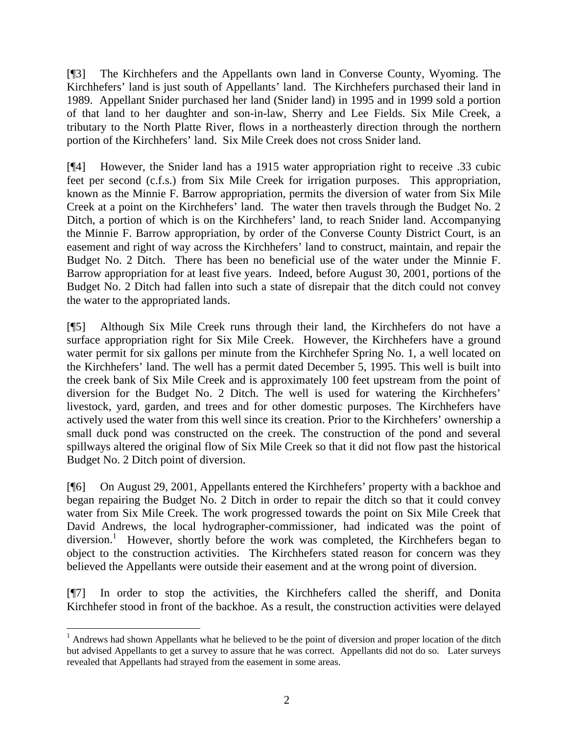[¶3] The Kirchhefers and the Appellants own land in Converse County, Wyoming. The Kirchhefers' land is just south of Appellants' land. The Kirchhefers purchased their land in 1989. Appellant Snider purchased her land (Snider land) in 1995 and in 1999 sold a portion of that land to her daughter and son-in-law, Sherry and Lee Fields. Six Mile Creek, a tributary to the North Platte River, flows in a northeasterly direction through the northern portion of the Kirchhefers' land. Six Mile Creek does not cross Snider land.

[¶4] However, the Snider land has a 1915 water appropriation right to receive .33 cubic feet per second (c.f.s.) from Six Mile Creek for irrigation purposes. This appropriation, known as the Minnie F. Barrow appropriation, permits the diversion of water from Six Mile Creek at a point on the Kirchhefers' land. The water then travels through the Budget No. 2 Ditch, a portion of which is on the Kirchhefers' land, to reach Snider land. Accompanying the Minnie F. Barrow appropriation, by order of the Converse County District Court, is an easement and right of way across the Kirchhefers' land to construct, maintain, and repair the Budget No. 2 Ditch. There has been no beneficial use of the water under the Minnie F. Barrow appropriation for at least five years. Indeed, before August 30, 2001, portions of the Budget No. 2 Ditch had fallen into such a state of disrepair that the ditch could not convey the water to the appropriated lands.

[¶5] Although Six Mile Creek runs through their land, the Kirchhefers do not have a surface appropriation right for Six Mile Creek. However, the Kirchhefers have a ground water permit for six gallons per minute from the Kirchhefer Spring No. 1, a well located on the Kirchhefers' land. The well has a permit dated December 5, 1995. This well is built into the creek bank of Six Mile Creek and is approximately 100 feet upstream from the point of diversion for the Budget No. 2 Ditch. The well is used for watering the Kirchhefers' livestock, yard, garden, and trees and for other domestic purposes. The Kirchhefers have actively used the water from this well since its creation. Prior to the Kirchhefers' ownership a small duck pond was constructed on the creek. The construction of the pond and several spillways altered the original flow of Six Mile Creek so that it did not flow past the historical Budget No. 2 Ditch point of diversion.

[¶6] On August 29, 2001, Appellants entered the Kirchhefers' property with a backhoe and began repairing the Budget No. 2 Ditch in order to repair the ditch so that it could convey water from Six Mile Creek. The work progressed towards the point on Six Mile Creek that David Andrews, the local hydrographer-commissioner, had indicated was the point of diversion.[1] However, shortly before the work was completed, the Kirchhefers began to object to the construction activities. The Kirchhefers stated reason for concern was they believed the Appellants were outside their easement and at the wrong point of diversion.

[¶7] In order to stop the activities, the Kirchhefers called the sheriff, and Donita Kirchhefer stood in front of the backhoe. As a result, the construction activities were delayed

[1] Andrews had shown Appellants what he believed to be the point of diversion and proper location of the ditch but advised Appellants to get a survey to assure that he was correct. Appellants did not do so. Later surveys revealed that Appellants had strayed from the easement in some areas.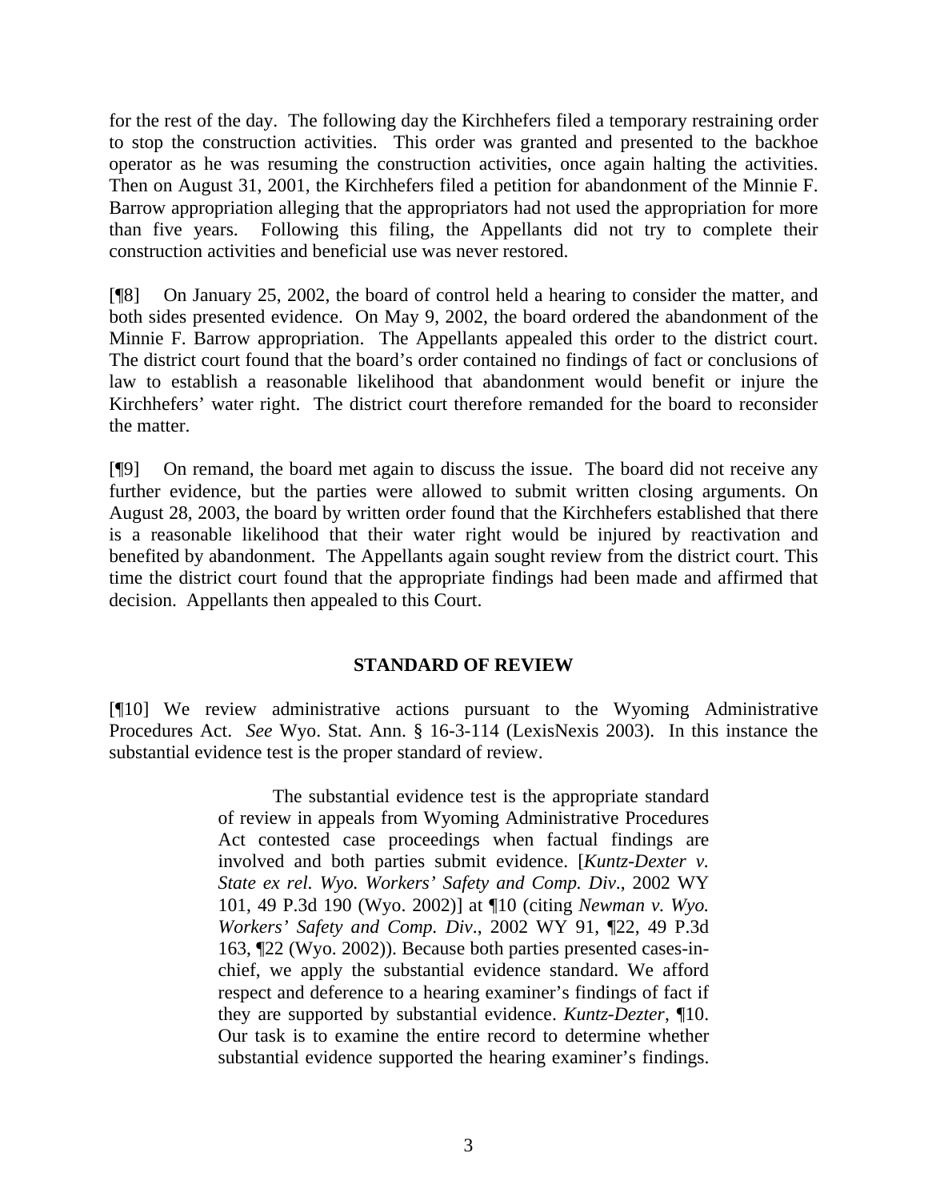for the rest of the day. The following day the Kirchhefers filed a temporary restraining order to stop the construction activities. This order was granted and presented to the backhoe operator as he was resuming the construction activities, once again halting the activities. Then on August 31, 2001, the Kirchhefers filed a petition for abandonment of the Minnie F. Barrow appropriation alleging that the appropriators had not used the appropriation for more than five years. Following this filing, the Appellants did not try to complete their construction activities and beneficial use was never restored.

[¶8] On January 25, 2002, the board of control held a hearing to consider the matter, and both sides presented evidence. On May 9, 2002, the board ordered the abandonment of the Minnie F. Barrow appropriation. The Appellants appealed this order to the district court. The district court found that the board's order contained no findings of fact or conclusions of law to establish a reasonable likelihood that abandonment would benefit or injure the Kirchhefers' water right. The district court therefore remanded for the board to reconsider the matter.

[¶9] On remand, the board met again to discuss the issue. The board did not receive any further evidence, but the parties were allowed to submit written closing arguments. On August 28, 2003, the board by written order found that the Kirchhefers established that there is a reasonable likelihood that their water right would be injured by reactivation and benefited by abandonment. The Appellants again sought review from the district court. This time the district court found that the appropriate findings had been made and affirmed that decision. Appellants then appealed to this Court.

## STANDARD OF REVIEW

[¶10] We review administrative actions pursuant to the Wyoming Administrative Procedures Act. *See* Wyo. Stat. Ann. § 16-3-114 (LexisNexis 2003). In this instance the substantial evidence test is the proper standard of review.

> The substantial evidence test is the appropriate standard of review in appeals from Wyoming Administrative Procedures Act contested case proceedings when factual findings are involved and both parties submit evidence. [*Kuntz-Dexter v. State ex rel. Wyo. Workers' Safety and Comp. Div.*, 2002 WY 101, 49 P.3d 190 (Wyo. 2002)] at ¶10 (citing *Newman v. Wyo. Workers' Safety and Comp. Div.*, 2002 WY 91, ¶22, 49 P.3d 163, ¶22 (Wyo. 2002)). Because both parties presented cases-in-chief, we apply the substantial evidence standard. We afford respect and deference to a hearing examiner's findings of fact if they are supported by substantial evidence. *Kuntz-Dezter*, ¶10. Our task is to examine the entire record to determine whether substantial evidence supported the hearing examiner's findings.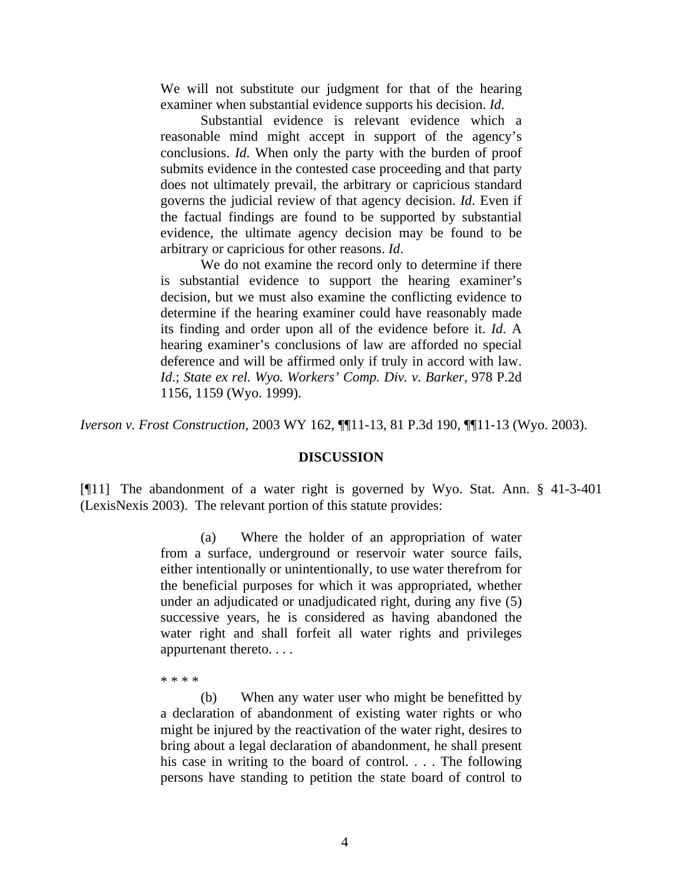> We will not substitute our judgment for that of the hearing examiner when substantial evidence supports his decision. *Id*.
>
> Substantial evidence is relevant evidence which a reasonable mind might accept in support of the agency's conclusions. *Id*. When only the party with the burden of proof submits evidence in the contested case proceeding and that party does not ultimately prevail, the arbitrary or capricious standard governs the judicial review of that agency decision. *Id*. Even if the factual findings are found to be supported by substantial evidence, the ultimate agency decision may be found to be arbitrary or capricious for other reasons. *Id*.
>
> We do not examine the record only to determine if there is substantial evidence to support the hearing examiner's decision, but we must also examine the conflicting evidence to determine if the hearing examiner could have reasonably made its finding and order upon all of the evidence before it. *Id*. A hearing examiner's conclusions of law are afforded no special deference and will be affirmed only if truly in accord with law. *Id*.; *State ex rel. Wyo. Workers' Comp. Div. v. Barker*, 978 P.2d 1156, 1159 (Wyo. 1999).

*Iverson v. Frost Construction*, 2003 WY 162, ¶¶11-13, 81 P.3d 190, ¶¶11-13 (Wyo. 2003).

**DISCUSSION**

[¶11] The abandonment of a water right is governed by Wyo. Stat. Ann. § 41-3-401 (LexisNexis 2003). The relevant portion of this statute provides:

> (a) Where the holder of an appropriation of water from a surface, underground or reservoir water source fails, either intentionally or unintentionally, to use water therefrom for the beneficial purposes for which it was appropriated, whether under an adjudicated or unadjudicated right, during any five (5) successive years, he is considered as having abandoned the water right and shall forfeit all water rights and privileges appurtenant thereto. . . .
>
> * * * *
>
> (b) When any water user who might be benefitted by a declaration of abandonment of existing water rights or who might be injured by the reactivation of the water right, desires to bring about a legal declaration of abandonment, he shall present his case in writing to the board of control. . . . The following persons have standing to petition the state board of control to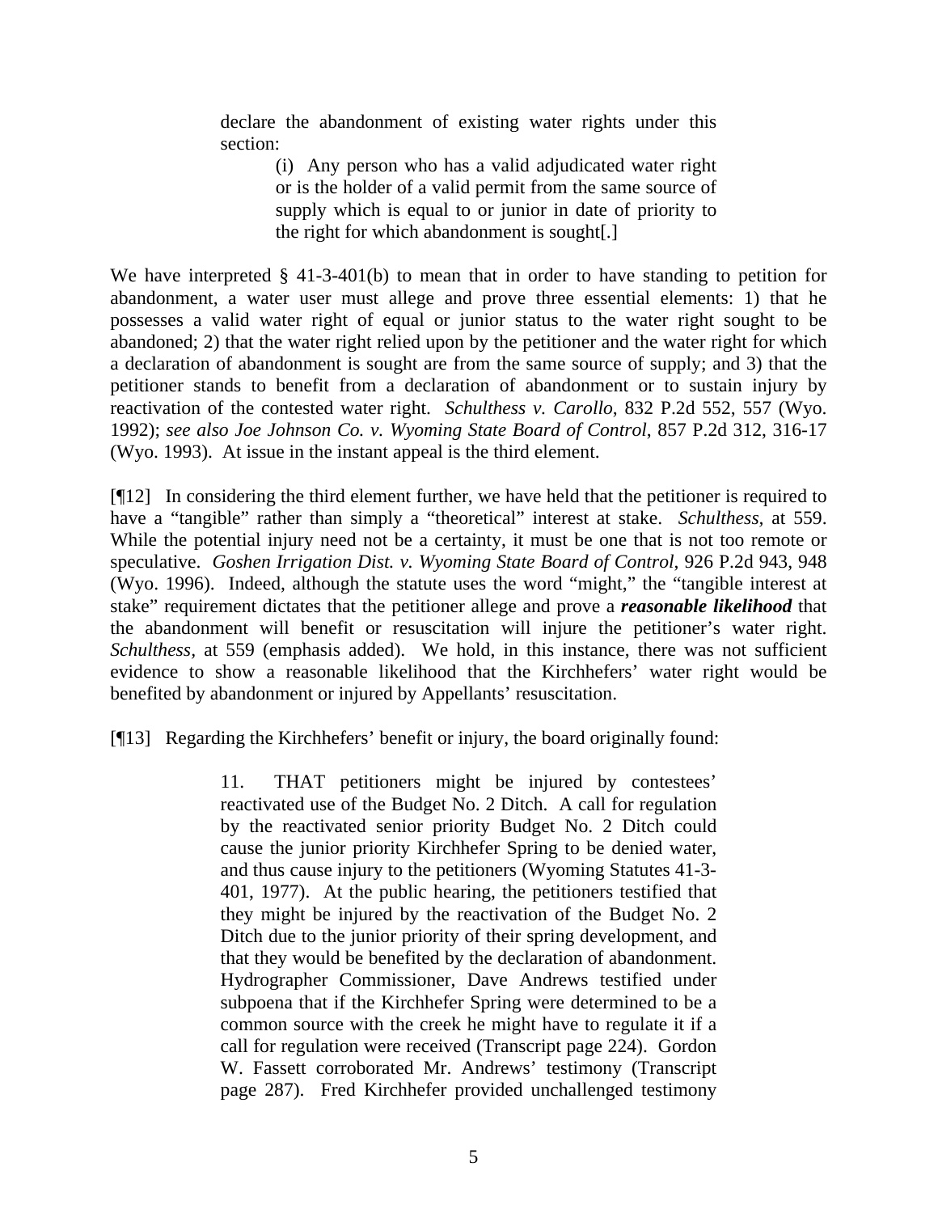> declare the abandonment of existing water rights under this section:
>
> > (i) Any person who has a valid adjudicated water right or is the holder of a valid permit from the same source of supply which is equal to or junior in date of priority to the right for which abandonment is sought[.]

We have interpreted § 41-3-401(b) to mean that in order to have standing to petition for abandonment, a water user must allege and prove three essential elements: 1) that he possesses a valid water right of equal or junior status to the water right sought to be abandoned; 2) that the water right relied upon by the petitioner and the water right for which a declaration of abandonment is sought are from the same source of supply; and 3) that the petitioner stands to benefit from a declaration of abandonment or to sustain injury by reactivation of the contested water right. *Schulthess v. Carollo*, 832 P.2d 552, 557 (Wyo. 1992); *see also Joe Johnson Co. v. Wyoming State Board of Control*, 857 P.2d 312, 316-17 (Wyo. 1993). At issue in the instant appeal is the third element.

[¶12] In considering the third element further, we have held that the petitioner is required to have a "tangible" rather than simply a "theoretical" interest at stake. *Schulthess,* at 559. While the potential injury need not be a certainty, it must be one that is not too remote or speculative. *Goshen Irrigation Dist. v. Wyoming State Board of Control*, 926 P.2d 943, 948 (Wyo. 1996). Indeed, although the statute uses the word "might," the "tangible interest at stake" requirement dictates that the petitioner allege and prove a ***reasonable likelihood*** that the abandonment will benefit or resuscitation will injure the petitioner's water right. *Schulthess*, at 559 (emphasis added). We hold, in this instance, there was not sufficient evidence to show a reasonable likelihood that the Kirchhefers' water right would be benefited by abandonment or injured by Appellants' resuscitation.

[¶13] Regarding the Kirchhefers' benefit or injury, the board originally found:

> 11. THAT petitioners might be injured by contestees' reactivated use of the Budget No. 2 Ditch. A call for regulation by the reactivated senior priority Budget No. 2 Ditch could cause the junior priority Kirchhefer Spring to be denied water, and thus cause injury to the petitioners (Wyoming Statutes 41-3-401, 1977). At the public hearing, the petitioners testified that they might be injured by the reactivation of the Budget No. 2 Ditch due to the junior priority of their spring development, and that they would be benefited by the declaration of abandonment. Hydrographer Commissioner, Dave Andrews testified under subpoena that if the Kirchhefer Spring were determined to be a common source with the creek he might have to regulate it if a call for regulation were received (Transcript page 224). Gordon W. Fassett corroborated Mr. Andrews' testimony (Transcript page 287). Fred Kirchhefer provided unchallenged testimony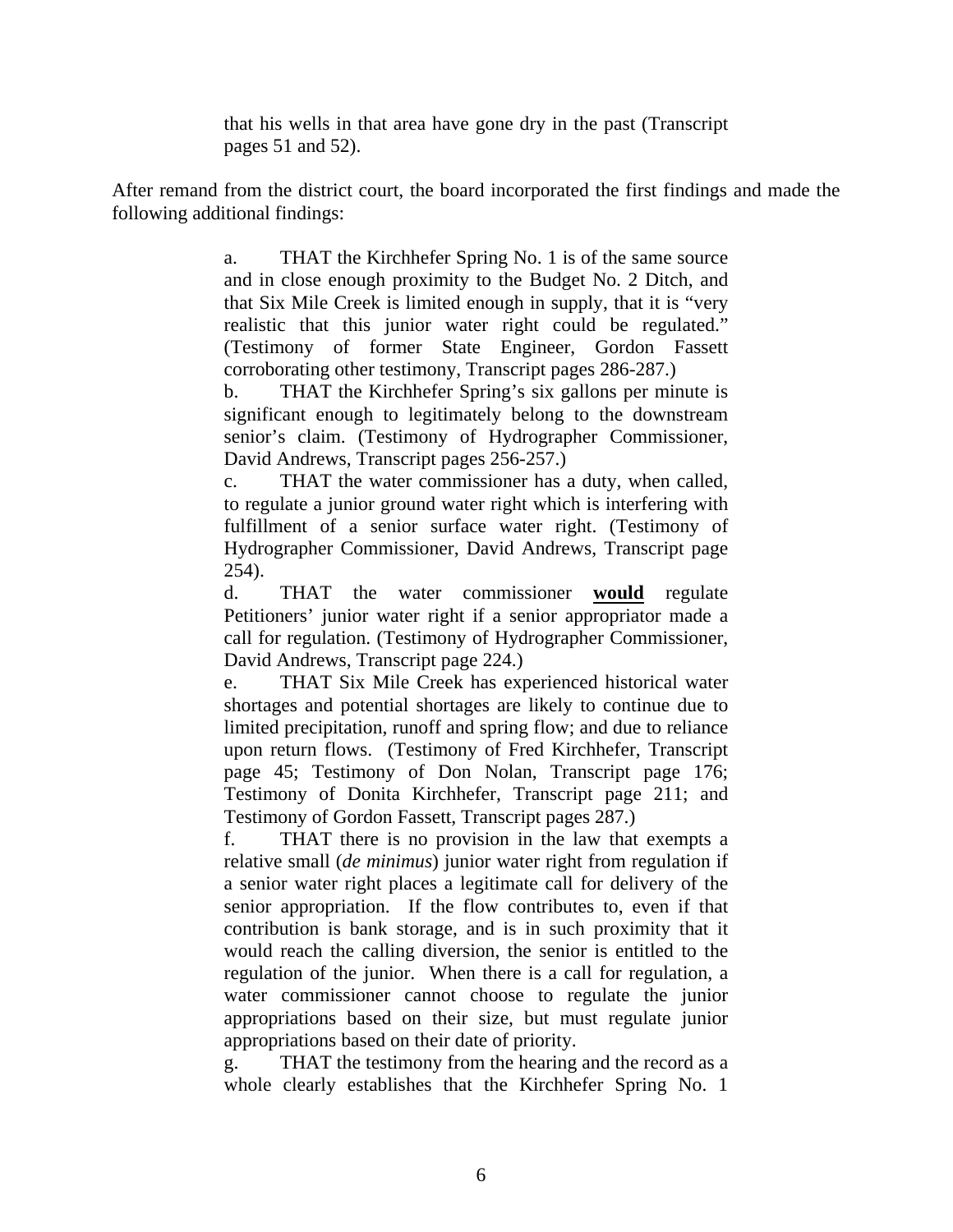> that his wells in that area have gone dry in the past (Transcript pages 51 and 52).

After remand from the district court, the board incorporated the first findings and made the following additional findings:

> a. THAT the Kirchhefer Spring No. 1 is of the same source and in close enough proximity to the Budget No. 2 Ditch, and that Six Mile Creek is limited enough in supply, that it is "very realistic that this junior water right could be regulated." (Testimony of former State Engineer, Gordon Fassett corroborating other testimony, Transcript pages 286-287.)
>
> b. THAT the Kirchhefer Spring's six gallons per minute is significant enough to legitimately belong to the downstream senior's claim. (Testimony of Hydrographer Commissioner, David Andrews, Transcript pages 256-257.)
>
> c. THAT the water commissioner has a duty, when called, to regulate a junior ground water right which is interfering with fulfillment of a senior surface water right. (Testimony of Hydrographer Commissioner, David Andrews, Transcript page 254).
>
> d. THAT the water commissioner **would** regulate Petitioners' junior water right if a senior appropriator made a call for regulation. (Testimony of Hydrographer Commissioner, David Andrews, Transcript page 224.)
>
> e. THAT Six Mile Creek has experienced historical water shortages and potential shortages are likely to continue due to limited precipitation, runoff and spring flow; and due to reliance upon return flows. (Testimony of Fred Kirchhefer, Transcript page 45; Testimony of Don Nolan, Transcript page 176; Testimony of Donita Kirchhefer, Transcript page 211; and Testimony of Gordon Fassett, Transcript pages 287.)
>
> f. THAT there is no provision in the law that exempts a relative small (*de minimus*) junior water right from regulation if a senior water right places a legitimate call for delivery of the senior appropriation. If the flow contributes to, even if that contribution is bank storage, and is in such proximity that it would reach the calling diversion, the senior is entitled to the regulation of the junior. When there is a call for regulation, a water commissioner cannot choose to regulate the junior appropriations based on their size, but must regulate junior appropriations based on their date of priority.
>
> g. THAT the testimony from the hearing and the record as a whole clearly establishes that the Kirchhefer Spring No. 1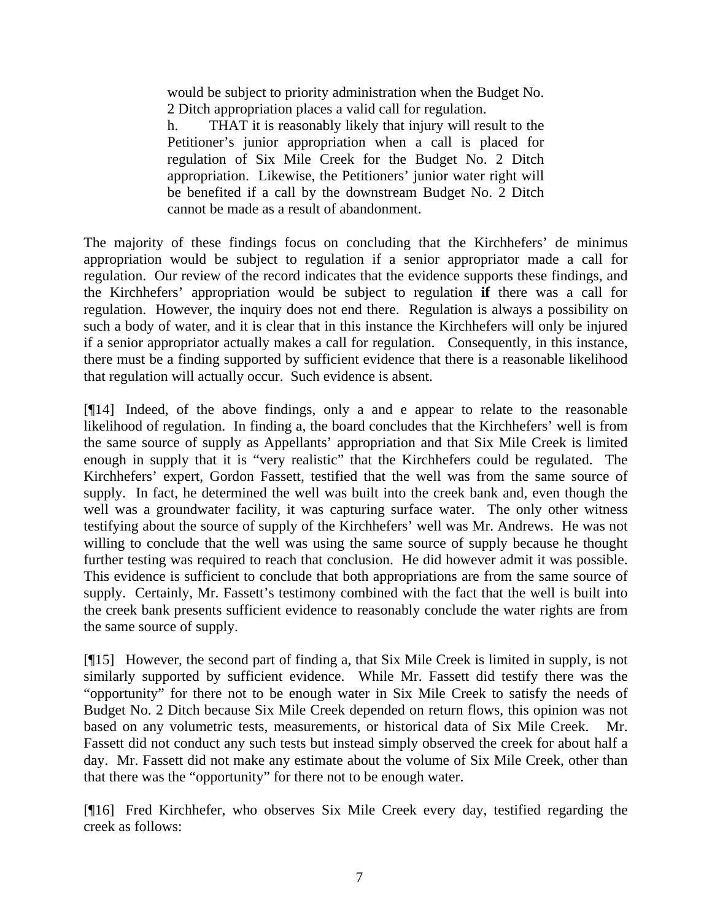> would be subject to priority administration when the Budget No. 2 Ditch appropriation places a valid call for regulation.
>
> h. THAT it is reasonably likely that injury will result to the Petitioner's junior appropriation when a call is placed for regulation of Six Mile Creek for the Budget No. 2 Ditch appropriation. Likewise, the Petitioners' junior water right will be benefited if a call by the downstream Budget No. 2 Ditch cannot be made as a result of abandonment.

The majority of these findings focus on concluding that the Kirchhefers' de minimus appropriation would be subject to regulation if a senior appropriator made a call for regulation. Our review of the record indicates that the evidence supports these findings, and the Kirchhefers' appropriation would be subject to regulation **if** there was a call for regulation. However, the inquiry does not end there. Regulation is always a possibility on such a body of water, and it is clear that in this instance the Kirchhefers will only be injured if a senior appropriator actually makes a call for regulation. Consequently, in this instance, there must be a finding supported by sufficient evidence that there is a reasonable likelihood that regulation will actually occur. Such evidence is absent.

[¶14] Indeed, of the above findings, only a and e appear to relate to the reasonable likelihood of regulation. In finding a, the board concludes that the Kirchhefers' well is from the same source of supply as Appellants' appropriation and that Six Mile Creek is limited enough in supply that it is "very realistic" that the Kirchhefers could be regulated. The Kirchhefers' expert, Gordon Fassett, testified that the well was from the same source of supply. In fact, he determined the well was built into the creek bank and, even though the well was a groundwater facility, it was capturing surface water. The only other witness testifying about the source of supply of the Kirchhefers' well was Mr. Andrews. He was not willing to conclude that the well was using the same source of supply because he thought further testing was required to reach that conclusion. He did however admit it was possible. This evidence is sufficient to conclude that both appropriations are from the same source of supply. Certainly, Mr. Fassett's testimony combined with the fact that the well is built into the creek bank presents sufficient evidence to reasonably conclude the water rights are from the same source of supply.

[¶15] However, the second part of finding a, that Six Mile Creek is limited in supply, is not similarly supported by sufficient evidence. While Mr. Fassett did testify there was the "opportunity" for there not to be enough water in Six Mile Creek to satisfy the needs of Budget No. 2 Ditch because Six Mile Creek depended on return flows, this opinion was not based on any volumetric tests, measurements, or historical data of Six Mile Creek. Mr. Fassett did not conduct any such tests but instead simply observed the creek for about half a day. Mr. Fassett did not make any estimate about the volume of Six Mile Creek, other than that there was the "opportunity" for there not to be enough water.

[¶16] Fred Kirchhefer, who observes Six Mile Creek every day, testified regarding the creek as follows: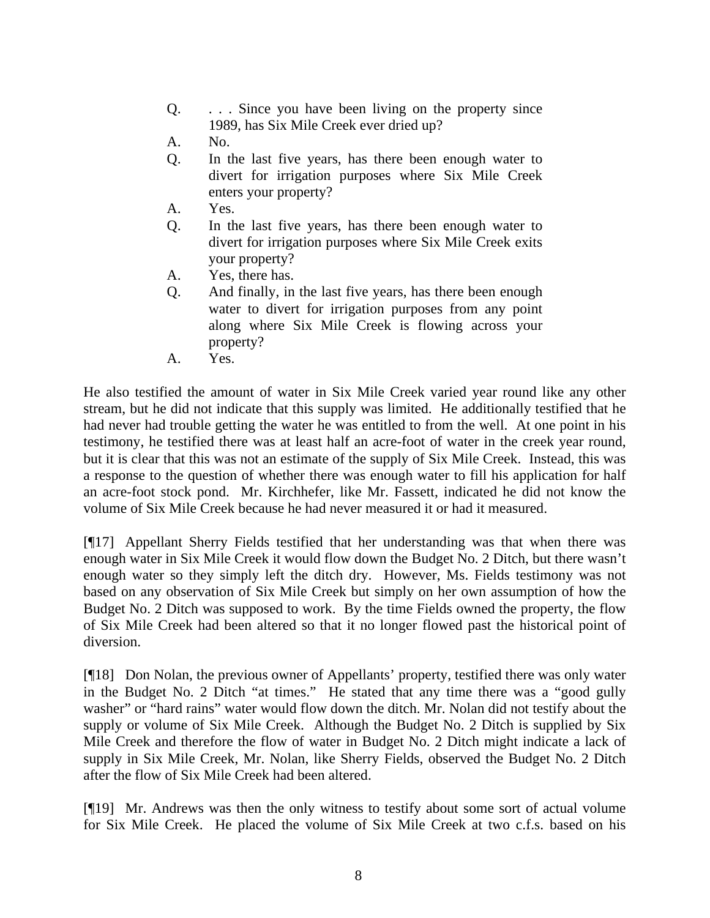> Q. . . . Since you have been living on the property since 1989, has Six Mile Creek ever dried up?
>
> A. No.
>
> Q. In the last five years, has there been enough water to divert for irrigation purposes where Six Mile Creek enters your property?
>
> A. Yes.
>
> Q. In the last five years, has there been enough water to divert for irrigation purposes where Six Mile Creek exits your property?
>
> A. Yes, there has.
>
> Q. And finally, in the last five years, has there been enough water to divert for irrigation purposes from any point along where Six Mile Creek is flowing across your property?
>
> A. Yes.

He also testified the amount of water in Six Mile Creek varied year round like any other stream, but he did not indicate that this supply was limited. He additionally testified that he had never had trouble getting the water he was entitled to from the well. At one point in his testimony, he testified there was at least half an acre-foot of water in the creek year round, but it is clear that this was not an estimate of the supply of Six Mile Creek. Instead, this was a response to the question of whether there was enough water to fill his application for half an acre-foot stock pond. Mr. Kirchhefer, like Mr. Fassett, indicated he did not know the volume of Six Mile Creek because he had never measured it or had it measured.

[¶17] Appellant Sherry Fields testified that her understanding was that when there was enough water in Six Mile Creek it would flow down the Budget No. 2 Ditch, but there wasn't enough water so they simply left the ditch dry. However, Ms. Fields testimony was not based on any observation of Six Mile Creek but simply on her own assumption of how the Budget No. 2 Ditch was supposed to work. By the time Fields owned the property, the flow of Six Mile Creek had been altered so that it no longer flowed past the historical point of diversion.

[¶18] Don Nolan, the previous owner of Appellants' property, testified there was only water in the Budget No. 2 Ditch "at times." He stated that any time there was a "good gully washer" or "hard rains" water would flow down the ditch. Mr. Nolan did not testify about the supply or volume of Six Mile Creek. Although the Budget No. 2 Ditch is supplied by Six Mile Creek and therefore the flow of water in Budget No. 2 Ditch might indicate a lack of supply in Six Mile Creek, Mr. Nolan, like Sherry Fields, observed the Budget No. 2 Ditch after the flow of Six Mile Creek had been altered.

[¶19] Mr. Andrews was then the only witness to testify about some sort of actual volume for Six Mile Creek. He placed the volume of Six Mile Creek at two c.f.s. based on his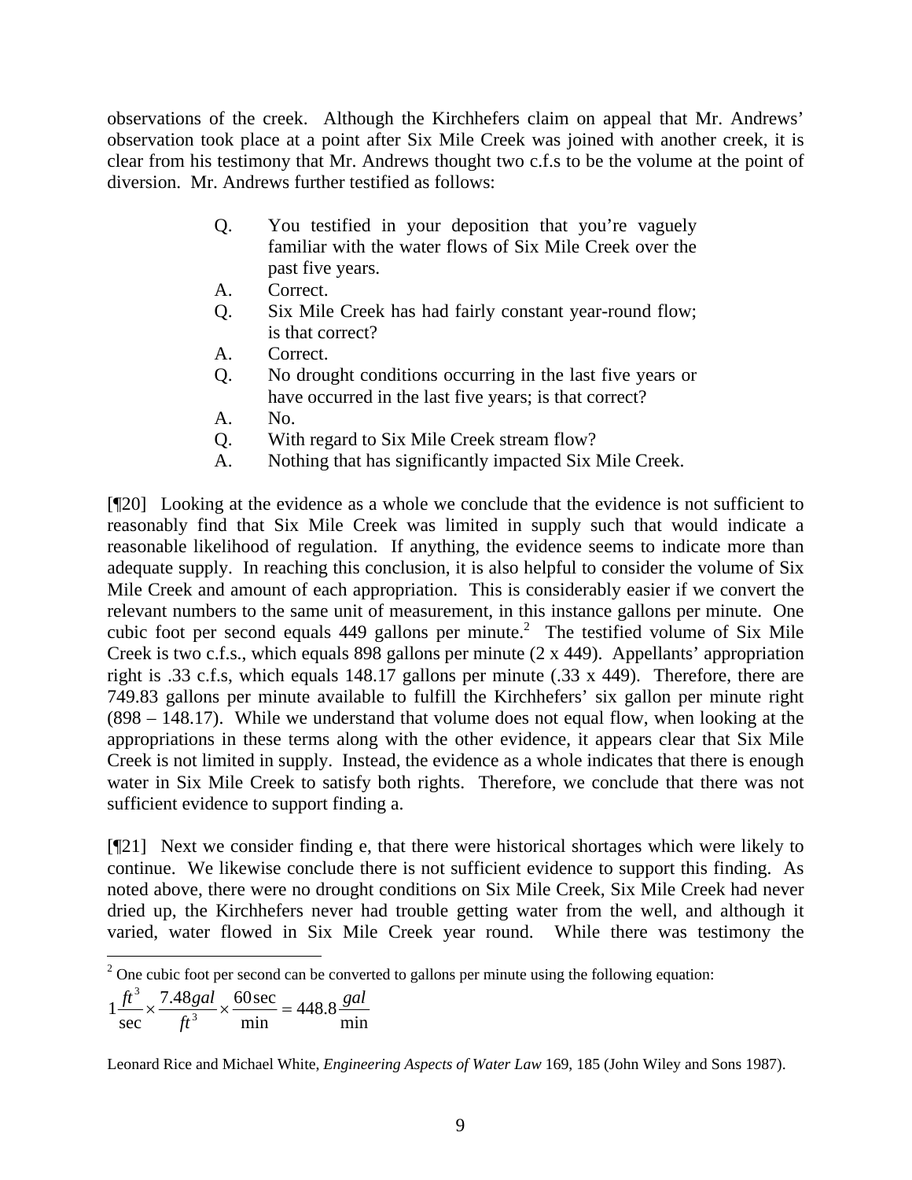observations of the creek. Although the Kirchhefers claim on appeal that Mr. Andrews' observation took place at a point after Six Mile Creek was joined with another creek, it is clear from his testimony that Mr. Andrews thought two c.f.s to be the volume at the point of diversion. Mr. Andrews further testified as follows:

> Q. You testified in your deposition that you're vaguely familiar with the water flows of Six Mile Creek over the past five years.
>
> A. Correct.
>
> Q. Six Mile Creek has had fairly constant year-round flow; is that correct?
>
> A. Correct.
>
> Q. No drought conditions occurring in the last five years or have occurred in the last five years; is that correct?
>
> A. No.
>
> Q. With regard to Six Mile Creek stream flow?
>
> A. Nothing that has significantly impacted Six Mile Creek.

[¶20] Looking at the evidence as a whole we conclude that the evidence is not sufficient to reasonably find that Six Mile Creek was limited in supply such that would indicate a reasonable likelihood of regulation. If anything, the evidence seems to indicate more than adequate supply. In reaching this conclusion, it is also helpful to consider the volume of Six Mile Creek and amount of each appropriation. This is considerably easier if we convert the relevant numbers to the same unit of measurement, in this instance gallons per minute. One cubic foot per second equals 449 gallons per minute.[2] The testified volume of Six Mile Creek is two c.f.s., which equals 898 gallons per minute (2 x 449). Appellants' appropriation right is .33 c.f.s, which equals 148.17 gallons per minute (.33 x 449). Therefore, there are 749.83 gallons per minute available to fulfill the Kirchhefers' six gallon per minute right (898 – 148.17). While we understand that volume does not equal flow, when looking at the appropriations in these terms along with the other evidence, it appears clear that Six Mile Creek is not limited in supply. Instead, the evidence as a whole indicates that there is enough water in Six Mile Creek to satisfy both rights. Therefore, we conclude that there was not sufficient evidence to support finding a.

[¶21] Next we consider finding e, that there were historical shortages which were likely to continue. We likewise conclude there is not sufficient evidence to support this finding. As noted above, there were no drought conditions on Six Mile Creek, Six Mile Creek had never dried up, the Kirchhefers never had trouble getting water from the well, and although it varied, water flowed in Six Mile Creek year round. While there was testimony the

---

[2] One cubic foot per second can be converted to gallons per minute using the following equation:

$$1\frac{ft^3}{\sec}\times\frac{7.48gal}{ft^3}\times\frac{60\sec}{\min}=448.8\frac{gal}{\min}$$

Leonard Rice and Michael White, *Engineering Aspects of Water Law* 169, 185 (John Wiley and Sons 1987).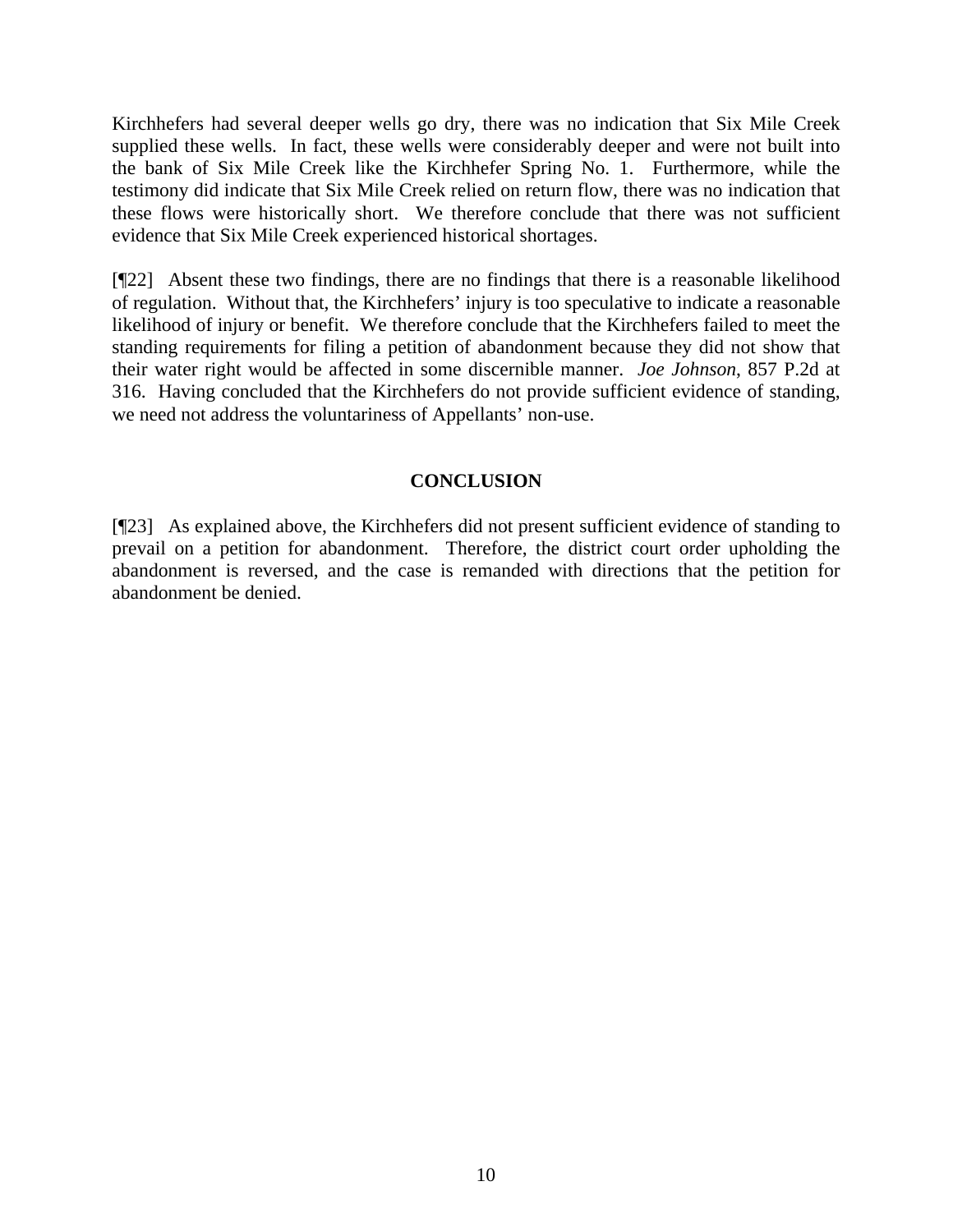Kirchhefers had several deeper wells go dry, there was no indication that Six Mile Creek supplied these wells. In fact, these wells were considerably deeper and were not built into the bank of Six Mile Creek like the Kirchhefer Spring No. 1. Furthermore, while the testimony did indicate that Six Mile Creek relied on return flow, there was no indication that these flows were historically short. We therefore conclude that there was not sufficient evidence that Six Mile Creek experienced historical shortages.

[¶22] Absent these two findings, there are no findings that there is a reasonable likelihood of regulation. Without that, the Kirchhefers' injury is too speculative to indicate a reasonable likelihood of injury or benefit. We therefore conclude that the Kirchhefers failed to meet the standing requirements for filing a petition of abandonment because they did not show that their water right would be affected in some discernible manner. *Joe Johnson*, 857 P.2d at 316. Having concluded that the Kirchhefers do not provide sufficient evidence of standing, we need not address the voluntariness of Appellants' non-use.

## CONCLUSION

[¶23] As explained above, the Kirchhefers did not present sufficient evidence of standing to prevail on a petition for abandonment. Therefore, the district court order upholding the abandonment is reversed, and the case is remanded with directions that the petition for abandonment be denied.